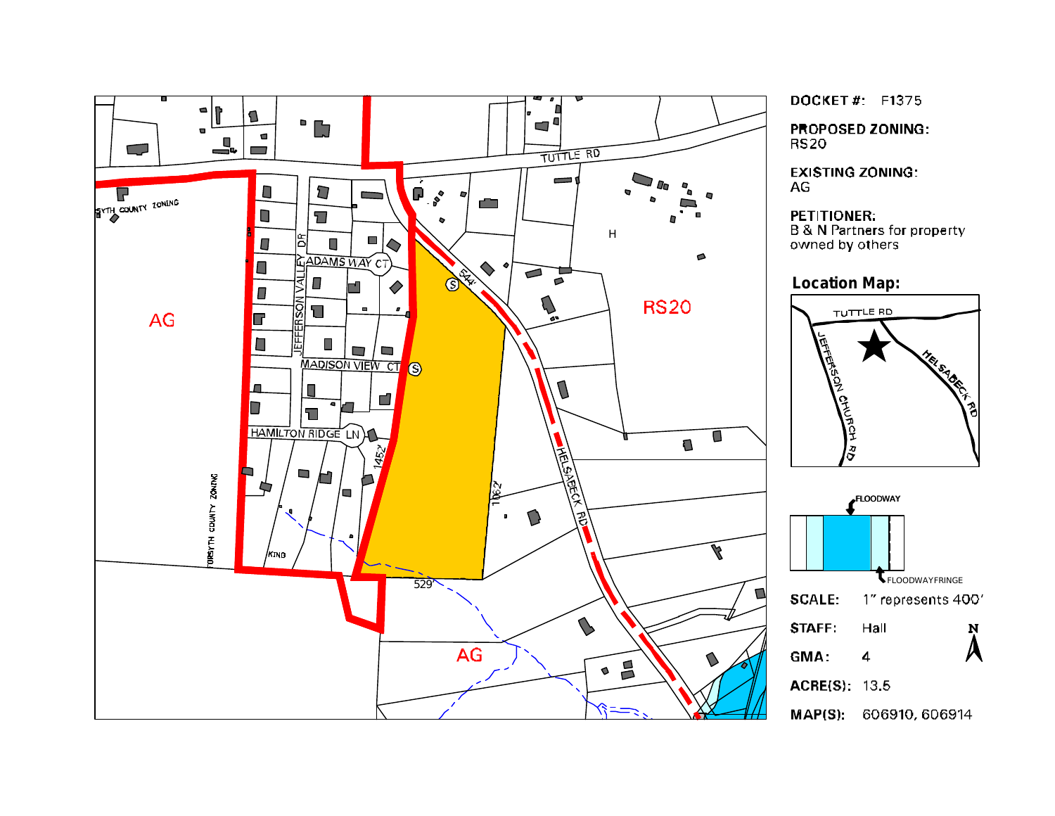DOCKET #: F1375

PROPOSED ZONING:
RS20

EXISTING ZONING:
AG

PETITIONER:
B & N Partners for property owned by others

**Location Map:**

TUTTLE RD

JEFFERSON CHURCH RD

HELSABECK RD

FLOODWAY

FLOODWAYFRINGE

SCALE: 1" represents 400'

STAFF: Hall

GMA: 4

ACRE(S): 13.5

MAP(S): 606910, 606914

TUTTLE RD

FORSYTH COUNTY ZONING

AG

RS20

AG

H

JEFFERSON VALLEY DR

ADAMS WAY CT

MADISON VIEW CT

HAMILTON RIDGE LN

HELSABECK RD

KING

544'

1452'

1062'

529'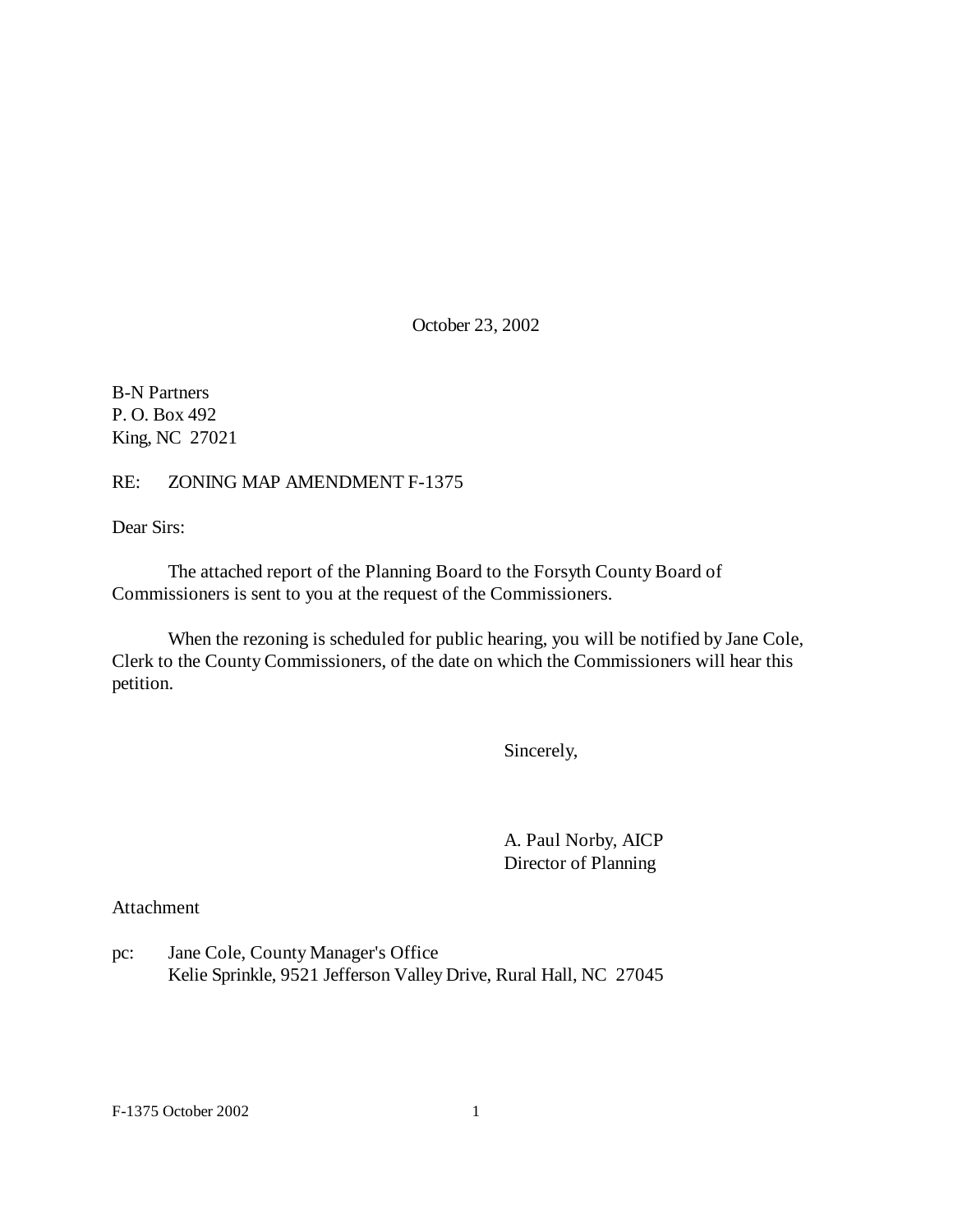October 23, 2002

B-N Partners
P. O. Box 492
King, NC 27021

RE: ZONING MAP AMENDMENT F-1375

Dear Sirs:

The attached report of the Planning Board to the Forsyth County Board of Commissioners is sent to you at the request of the Commissioners.

When the rezoning is scheduled for public hearing, you will be notified by Jane Cole, Clerk to the County Commissioners, of the date on which the Commissioners will hear this petition.

Sincerely,

A. Paul Norby, AICP
Director of Planning

Attachment

pc: Jane Cole, County Manager's Office
Kelie Sprinkle, 9521 Jefferson Valley Drive, Rural Hall, NC 27045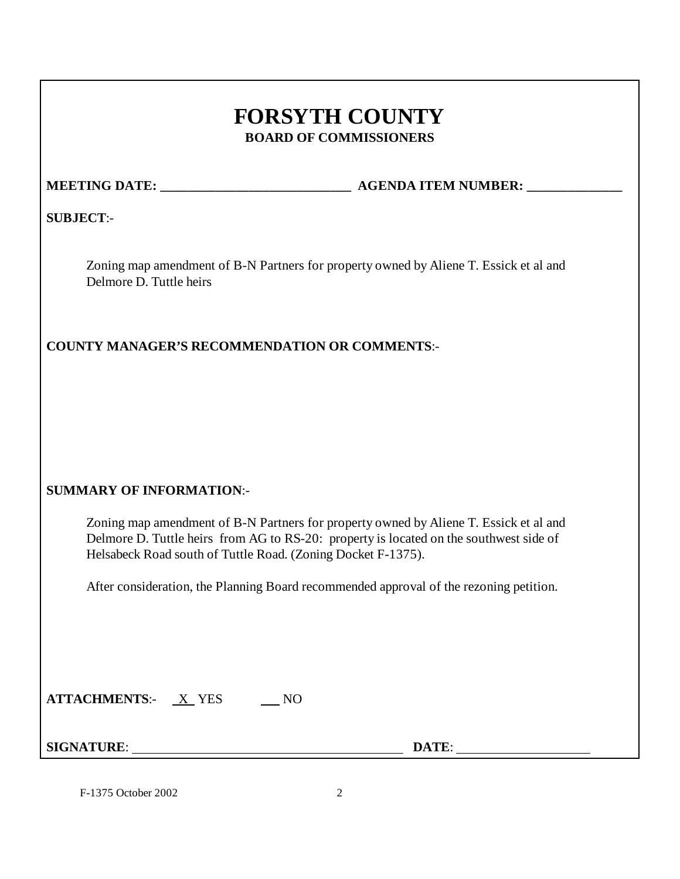# FORSYTH COUNTY

**BOARD OF COMMISSIONERS**

**MEETING DATE: ____________________________ AGENDA ITEM NUMBER: ______________**

**SUBJECT**:-

Zoning map amendment of B-N Partners for property owned by Aliene T. Essick et al and Delmore D. Tuttle heirs

**COUNTY MANAGER'S RECOMMENDATION OR COMMENTS**:-

**SUMMARY OF INFORMATION**:-

Zoning map amendment of B-N Partners for property owned by Aliene T. Essick et al and Delmore D. Tuttle heirs from AG to RS-20: property is located on the southwest side of Helsabeck Road south of Tuttle Road. (Zoning Docket F-1375).

After consideration, the Planning Board recommended approval of the rezoning petition.

**ATTACHMENTS**:- _X_ YES ___ NO

**SIGNATURE**: ________________________________________ **DATE**: ____________________

F-1375 October 2002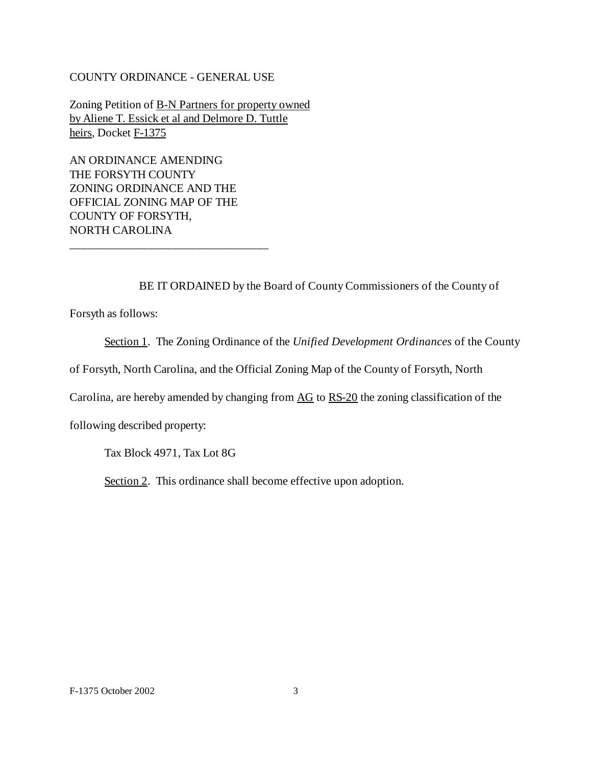COUNTY ORDINANCE - GENERAL USE

Zoning Petition of B-N Partners for property owned by Aliene T. Essick et al and Delmore D. Tuttle heirs, Docket F-1375

AN ORDINANCE AMENDING THE FORSYTH COUNTY ZONING ORDINANCE AND THE OFFICIAL ZONING MAP OF THE COUNTY OF FORSYTH, NORTH CAROLINA

---

BE IT ORDAINED by the Board of County Commissioners of the County of Forsyth as follows:

Section 1. The Zoning Ordinance of the *Unified Development Ordinances* of the County of Forsyth, North Carolina, and the Official Zoning Map of the County of Forsyth, North Carolina, are hereby amended by changing from AG to RS-20 the zoning classification of the following described property:

Tax Block 4971, Tax Lot 8G

Section 2. This ordinance shall become effective upon adoption.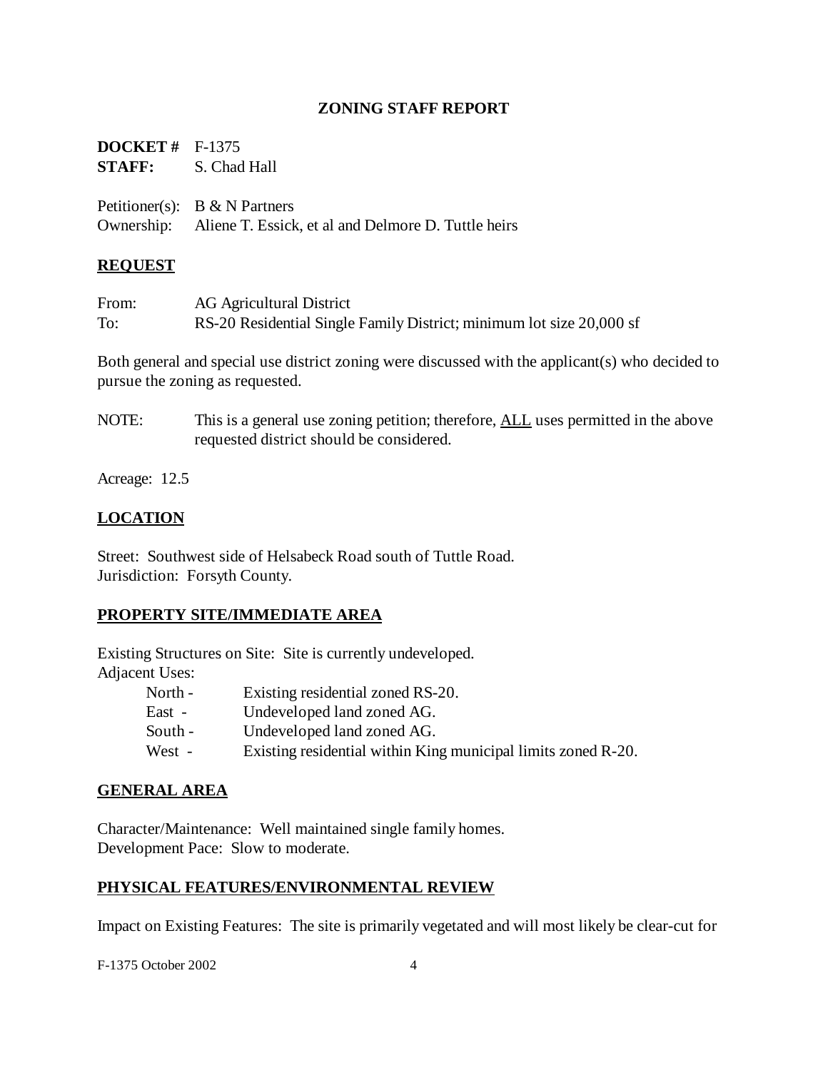## ZONING STAFF REPORT

**DOCKET #** F-1375
**STAFF:** S. Chad Hall

Petitioner(s): B & N Partners
Ownership: Aliene T. Essick, et al and Delmore D. Tuttle heirs

### REQUEST

From: AG Agricultural District
To: RS-20 Residential Single Family District; minimum lot size 20,000 sf

Both general and special use district zoning were discussed with the applicant(s) who decided to pursue the zoning as requested.

NOTE: This is a general use zoning petition; therefore, ALL uses permitted in the above requested district should be considered.

Acreage: 12.5

### LOCATION

Street: Southwest side of Helsabeck Road south of Tuttle Road.
Jurisdiction: Forsyth County.

### PROPERTY SITE/IMMEDIATE AREA

Existing Structures on Site: Site is currently undeveloped.
Adjacent Uses:

- North - Existing residential zoned RS-20.
- East - Undeveloped land zoned AG.
- South - Undeveloped land zoned AG.
- West - Existing residential within King municipal limits zoned R-20.

### GENERAL AREA

Character/Maintenance: Well maintained single family homes.
Development Pace: Slow to moderate.

### PHYSICAL FEATURES/ENVIRONMENTAL REVIEW

Impact on Existing Features: The site is primarily vegetated and will most likely be clear-cut for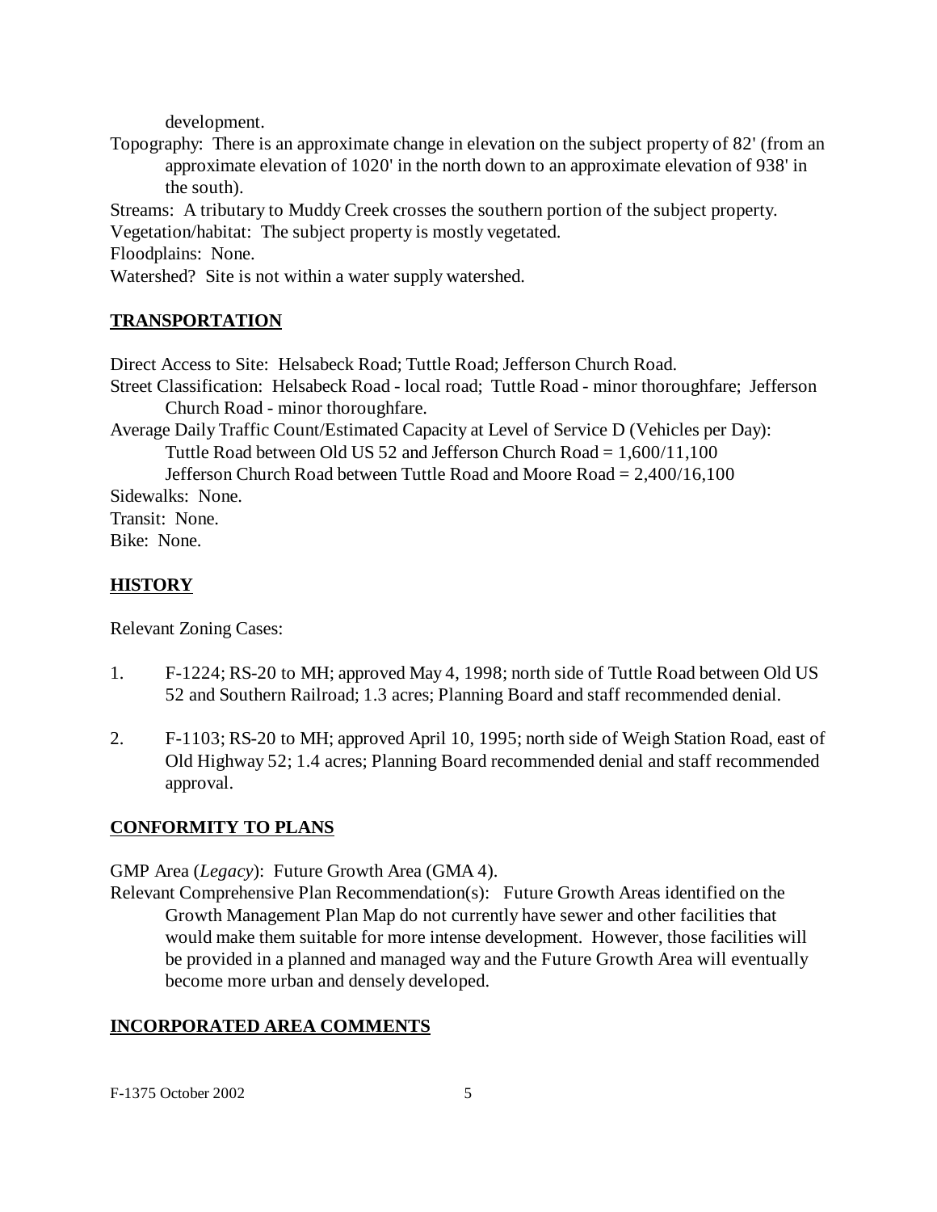development.

Topography: There is an approximate change in elevation on the subject property of 82' (from an approximate elevation of 1020' in the north down to an approximate elevation of 938' in the south).

Streams: A tributary to Muddy Creek crosses the southern portion of the subject property.

Vegetation/habitat: The subject property is mostly vegetated.

Floodplains: None.

Watershed? Site is not within a water supply watershed.

## TRANSPORTATION

Direct Access to Site: Helsabeck Road; Tuttle Road; Jefferson Church Road.

Street Classification: Helsabeck Road - local road; Tuttle Road - minor thoroughfare; Jefferson Church Road - minor thoroughfare.

Average Daily Traffic Count/Estimated Capacity at Level of Service D (Vehicles per Day):
- Tuttle Road between Old US 52 and Jefferson Church Road = 1,600/11,100
- Jefferson Church Road between Tuttle Road and Moore Road = 2,400/16,100

Sidewalks: None.

Transit: None.

Bike: None.

## HISTORY

Relevant Zoning Cases:

1. F-1224; RS-20 to MH; approved May 4, 1998; north side of Tuttle Road between Old US 52 and Southern Railroad; 1.3 acres; Planning Board and staff recommended denial.

2. F-1103; RS-20 to MH; approved April 10, 1995; north side of Weigh Station Road, east of Old Highway 52; 1.4 acres; Planning Board recommended denial and staff recommended approval.

## CONFORMITY TO PLANS

GMP Area (*Legacy*): Future Growth Area (GMA 4).

Relevant Comprehensive Plan Recommendation(s): Future Growth Areas identified on the Growth Management Plan Map do not currently have sewer and other facilities that would make them suitable for more intense development. However, those facilities will be provided in a planned and managed way and the Future Growth Area will eventually become more urban and densely developed.

## INCORPORATED AREA COMMENTS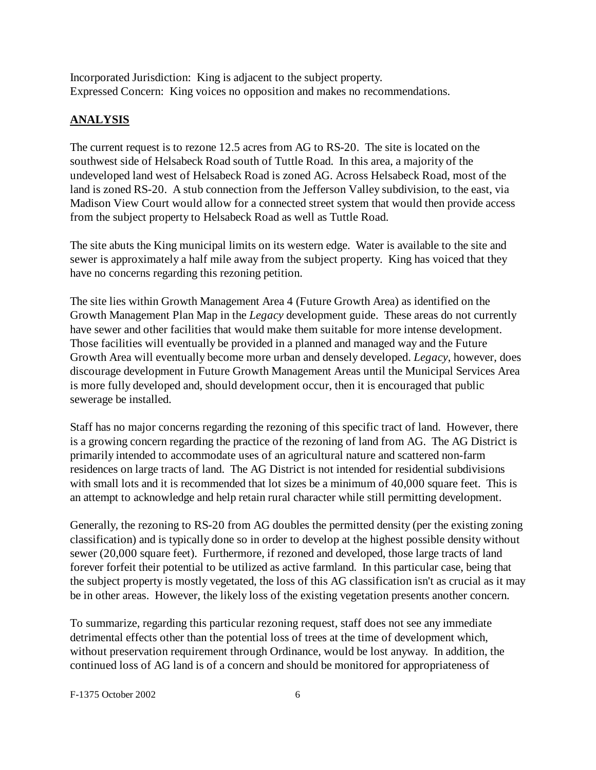Incorporated Jurisdiction: King is adjacent to the subject property.
Expressed Concern: King voices no opposition and makes no recommendations.

## ANALYSIS

The current request is to rezone 12.5 acres from AG to RS-20. The site is located on the southwest side of Helsabeck Road south of Tuttle Road. In this area, a majority of the undeveloped land west of Helsabeck Road is zoned AG. Across Helsabeck Road, most of the land is zoned RS-20. A stub connection from the Jefferson Valley subdivision, to the east, via Madison View Court would allow for a connected street system that would then provide access from the subject property to Helsabeck Road as well as Tuttle Road.

The site abuts the King municipal limits on its western edge. Water is available to the site and sewer is approximately a half mile away from the subject property. King has voiced that they have no concerns regarding this rezoning petition.

The site lies within Growth Management Area 4 (Future Growth Area) as identified on the Growth Management Plan Map in the *Legacy* development guide. These areas do not currently have sewer and other facilities that would make them suitable for more intense development. Those facilities will eventually be provided in a planned and managed way and the Future Growth Area will eventually become more urban and densely developed. *Legacy*, however, does discourage development in Future Growth Management Areas until the Municipal Services Area is more fully developed and, should development occur, then it is encouraged that public sewerage be installed.

Staff has no major concerns regarding the rezoning of this specific tract of land. However, there is a growing concern regarding the practice of the rezoning of land from AG. The AG District is primarily intended to accommodate uses of an agricultural nature and scattered non-farm residences on large tracts of land. The AG District is not intended for residential subdivisions with small lots and it is recommended that lot sizes be a minimum of 40,000 square feet. This is an attempt to acknowledge and help retain rural character while still permitting development.

Generally, the rezoning to RS-20 from AG doubles the permitted density (per the existing zoning classification) and is typically done so in order to develop at the highest possible density without sewer (20,000 square feet). Furthermore, if rezoned and developed, those large tracts of land forever forfeit their potential to be utilized as active farmland. In this particular case, being that the subject property is mostly vegetated, the loss of this AG classification isn't as crucial as it may be in other areas. However, the likely loss of the existing vegetation presents another concern.

To summarize, regarding this particular rezoning request, staff does not see any immediate detrimental effects other than the potential loss of trees at the time of development which, without preservation requirement through Ordinance, would be lost anyway. In addition, the continued loss of AG land is of a concern and should be monitored for appropriateness of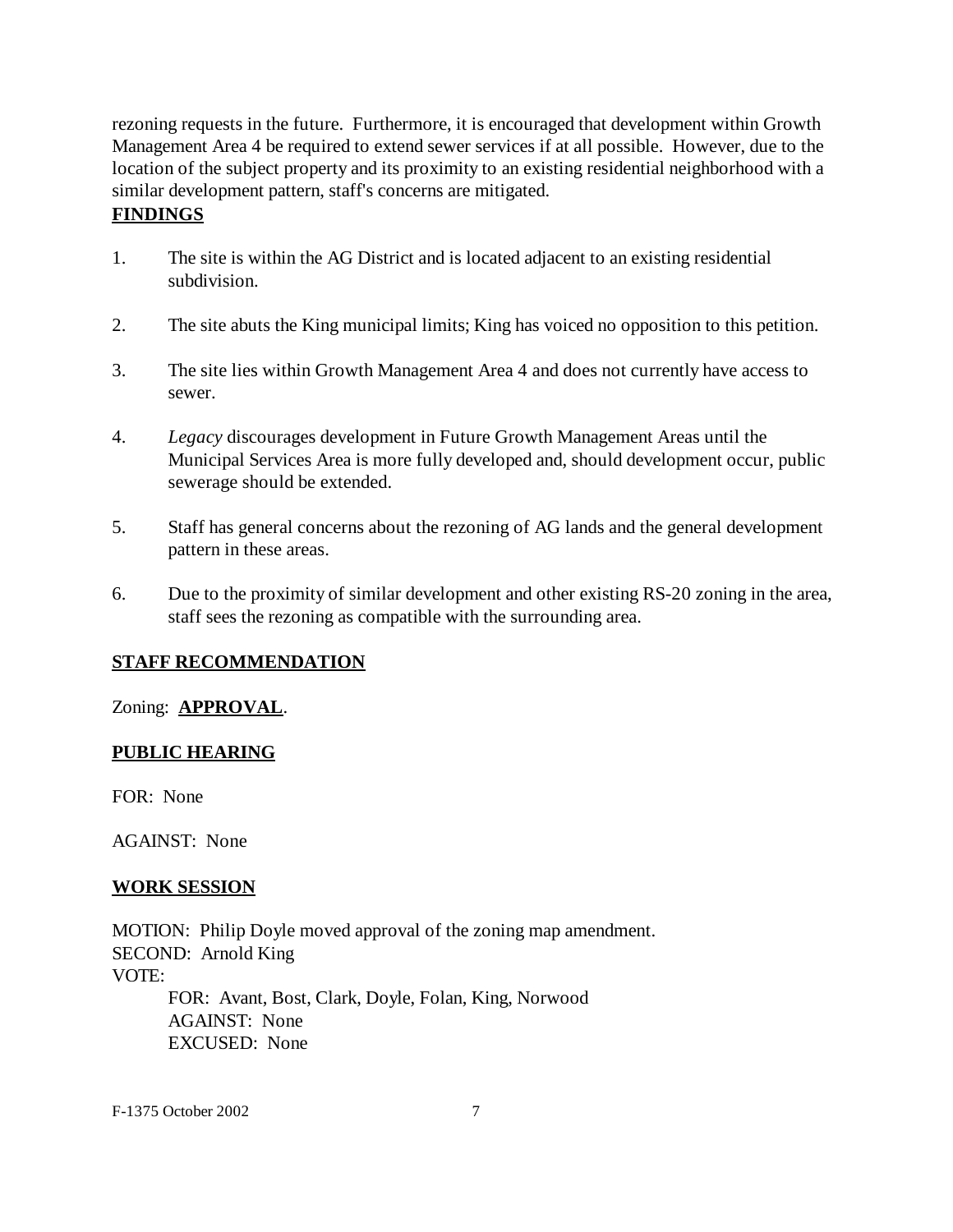rezoning requests in the future. Furthermore, it is encouraged that development within Growth Management Area 4 be required to extend sewer services if at all possible. However, due to the location of the subject property and its proximity to an existing residential neighborhood with a similar development pattern, staff's concerns are mitigated.

**FINDINGS**

1. The site is within the AG District and is located adjacent to an existing residential subdivision.

2. The site abuts the King municipal limits; King has voiced no opposition to this petition.

3. The site lies within Growth Management Area 4 and does not currently have access to sewer.

4. *Legacy* discourages development in Future Growth Management Areas until the Municipal Services Area is more fully developed and, should development occur, public sewerage should be extended.

5. Staff has general concerns about the rezoning of AG lands and the general development pattern in these areas.

6. Due to the proximity of similar development and other existing RS-20 zoning in the area, staff sees the rezoning as compatible with the surrounding area.

**STAFF RECOMMENDATION**

Zoning: **APPROVAL**.

**PUBLIC HEARING**

FOR: None

AGAINST: None

**WORK SESSION**

MOTION: Philip Doyle moved approval of the zoning map amendment.
SECOND: Arnold King
VOTE:
FOR: Avant, Bost, Clark, Doyle, Folan, King, Norwood
AGAINST: None
EXCUSED: None

F-1375 October 2002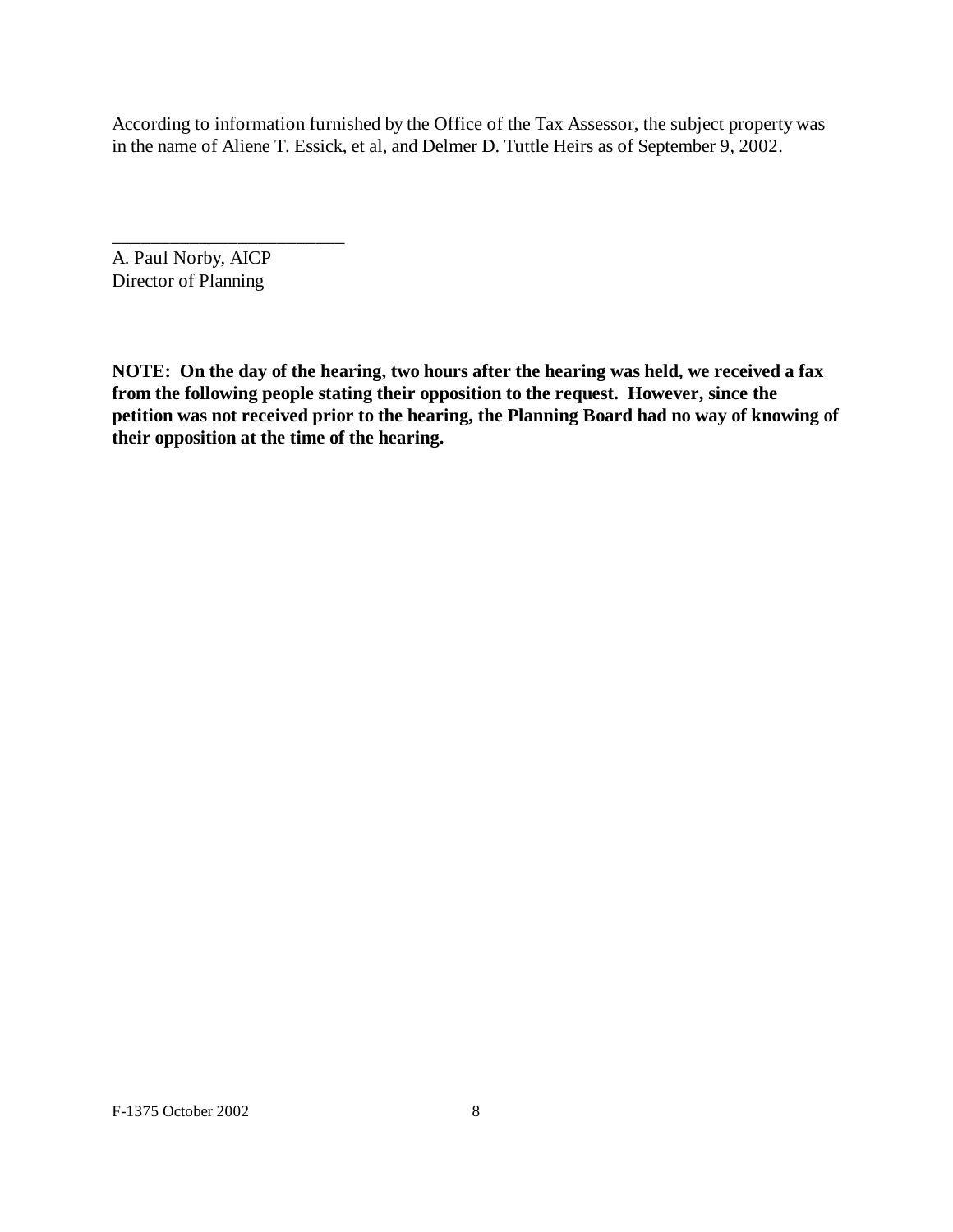According to information furnished by the Office of the Tax Assessor, the subject property was in the name of Aliene T. Essick, et al, and Delmer D. Tuttle Heirs as of September 9, 2002.

\_\_\_\_\_\_\_\_\_\_\_\_\_\_\_\_\_\_\_\_\_\_\_\_\_

A. Paul Norby, AICP
Director of Planning

**NOTE: On the day of the hearing, two hours after the hearing was held, we received a fax from the following people stating their opposition to the request. However, since the petition was not received prior to the hearing, the Planning Board had no way of knowing of their opposition at the time of the hearing.**

F-1375 October 2002